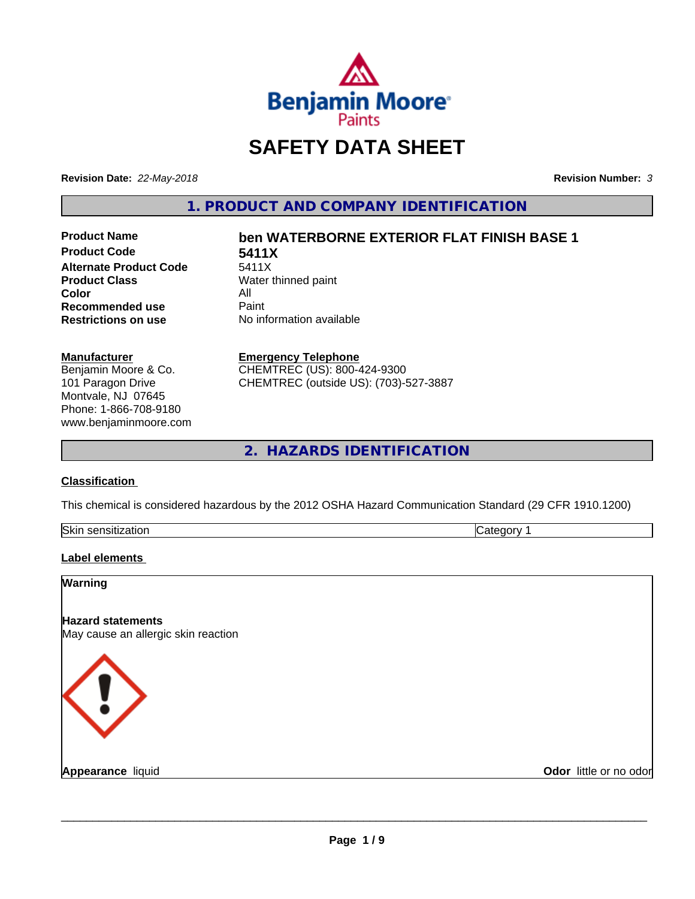Benjamin Moore Paints

# SAFETY DATA SHEET

**Revision Date:** *22-May-2018* **Revision Number:** *3*

## 1. PRODUCT AND COMPANY IDENTIFICATION

| | |
|---|---|
| **Product Name** | **ben WATERBORNE EXTERIOR FLAT FINISH BASE 1** |
| **Product Code** | **5411X** |
| **Alternate Product Code** | 5411X |
| **Product Class** | Water thinned paint |
| **Color** | All |
| **Recommended use** | Paint |
| **Restrictions on use** | No information available |

**Manufacturer**
Benjamin Moore & Co.
101 Paragon Drive
Montvale, NJ 07645
Phone: 1-866-708-9180
www.benjaminmoore.com

**Emergency Telephone**
CHEMTREC (US): 800-424-9300
CHEMTREC (outside US): (703)-527-3887

## 2. HAZARDS IDENTIFICATION

**Classification**

This chemical is considered hazardous by the 2012 OSHA Hazard Communication Standard (29 CFR 1910.1200)

| Skin sensitization | Category 1 |
|---|---|

**Label elements**

**Warning**

**Hazard statements**
May cause an allergic skin reaction

**Appearance** liquid **Odor** little or no odor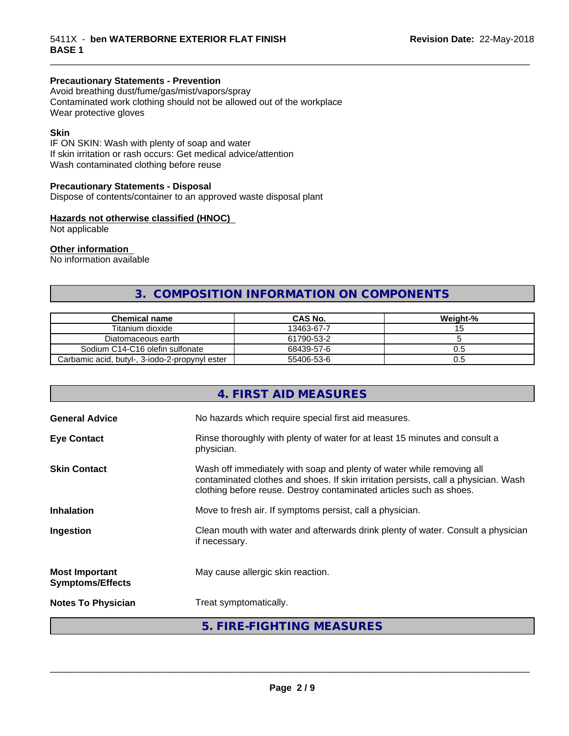**Precautionary Statements - Prevention**
Avoid breathing dust/fume/gas/mist/vapors/spray
Contaminated work clothing should not be allowed out of the workplace
Wear protective gloves

**Skin**
IF ON SKIN: Wash with plenty of soap and water
If skin irritation or rash occurs: Get medical advice/attention
Wash contaminated clothing before reuse

**Precautionary Statements - Disposal**
Dispose of contents/container to an approved waste disposal plant

**Hazards not otherwise classified (HNOC)**
Not applicable

**Other information**
No information available

## 3. COMPOSITION INFORMATION ON COMPONENTS

| Chemical name | CAS No. | Weight-% |
|---|---|---|
| Titanium dioxide | 13463-67-7 | 15 |
| Diatomaceous earth | 61790-53-2 | 5 |
| Sodium C14-C16 olefin sulfonate | 68439-57-6 | 0.5 |
| Carbamic acid, butyl-, 3-iodo-2-propynyl ester | 55406-53-6 | 0.5 |

## 4. FIRST AID MEASURES

**General Advice**
No hazards which require special first aid measures.

**Eye Contact**
Rinse thoroughly with plenty of water for at least 15 minutes and consult a physician.

**Skin Contact**
Wash off immediately with soap and plenty of water while removing all contaminated clothes and shoes. If skin irritation persists, call a physician. Wash clothing before reuse. Destroy contaminated articles such as shoes.

**Inhalation**
Move to fresh air. If symptoms persist, call a physician.

**Ingestion**
Clean mouth with water and afterwards drink plenty of water. Consult a physician if necessary.

**Most Important Symptoms/Effects**
May cause allergic skin reaction.

**Notes To Physician**
Treat symptomatically.

## 5. FIRE-FIGHTING MEASURES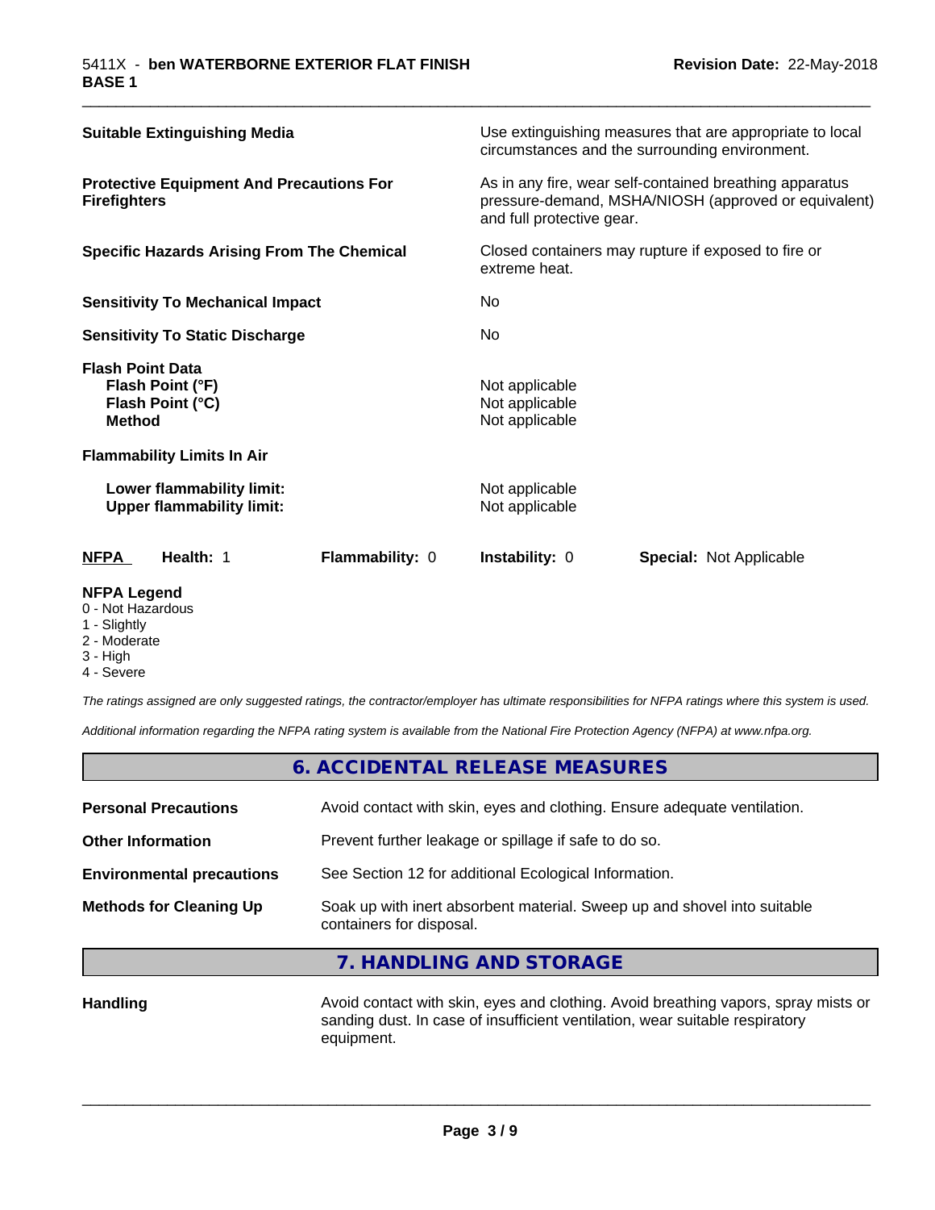| | |
|---|---|
| **Suitable Extinguishing Media** | Use extinguishing measures that are appropriate to local circumstances and the surrounding environment. |
| **Protective Equipment And Precautions For Firefighters** | As in any fire, wear self-contained breathing apparatus pressure-demand, MSHA/NIOSH (approved or equivalent) and full protective gear. |
| **Specific Hazards Arising From The Chemical** | Closed containers may rupture if exposed to fire or extreme heat. |
| **Sensitivity To Mechanical Impact** | No |
| **Sensitivity To Static Discharge** | No |

**Flash Point Data**

| | |
|---|---|
| **Flash Point (°F)** | Not applicable |
| **Flash Point (°C)** | Not applicable |
| **Method** | Not applicable |

**Flammability Limits In Air**

| | |
|---|---|
| **Lower flammability limit:** | Not applicable |
| **Upper flammability limit:** | Not applicable |

| NFPA | Health: 1 | Flammability: 0 | Instability: 0 | Special: Not Applicable |
|---|---|---|---|---|

**NFPA Legend**
- 0 - Not Hazardous
- 1 - Slightly
- 2 - Moderate
- 3 - High
- 4 - Severe

*The ratings assigned are only suggested ratings, the contractor/employer has ultimate responsibilities for NFPA ratings where this system is used.*

*Additional information regarding the NFPA rating system is available from the National Fire Protection Agency (NFPA) at www.nfpa.org.*

## 6. ACCIDENTAL RELEASE MEASURES

| | |
|---|---|
| **Personal Precautions** | Avoid contact with skin, eyes and clothing. Ensure adequate ventilation. |
| **Other Information** | Prevent further leakage or spillage if safe to do so. |
| **Environmental precautions** | See Section 12 for additional Ecological Information. |
| **Methods for Cleaning Up** | Soak up with inert absorbent material. Sweep up and shovel into suitable containers for disposal. |

## 7. HANDLING AND STORAGE

| | |
|---|---|
| **Handling** | Avoid contact with skin, eyes and clothing. Avoid breathing vapors, spray mists or sanding dust. In case of insufficient ventilation, wear suitable respiratory equipment. |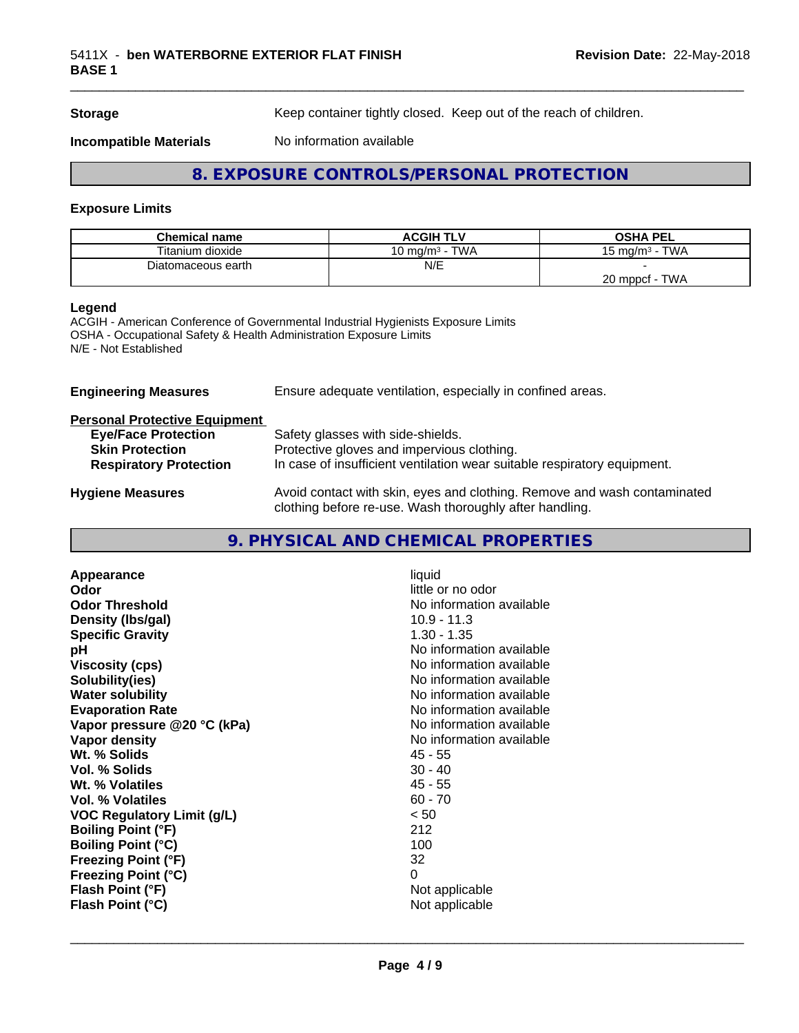**Storage** Keep container tightly closed. Keep out of the reach of children.

**Incompatible Materials** No information available

## 8. EXPOSURE CONTROLS/PERSONAL PROTECTION

### Exposure Limits

| Chemical name | ACGIH TLV | OSHA PEL |
|---|---|---|
| Titanium dioxide | 10 mg/m³ - TWA | 15 mg/m³ - TWA |
| Diatomaceous earth | N/E | - <br> 20 mppcf - TWA |

**Legend**
ACGIH - American Conference of Governmental Industrial Hygienists Exposure Limits
OSHA - Occupational Safety & Health Administration Exposure Limits
N/E - Not Established

**Engineering Measures** Ensure adequate ventilation, especially in confined areas.

**Personal Protective Equipment**
- **Eye/Face Protection** Safety glasses with side-shields.
- **Skin Protection** Protective gloves and impervious clothing.
- **Respiratory Protection** In case of insufficient ventilation wear suitable respiratory equipment.

**Hygiene Measures** Avoid contact with skin, eyes and clothing. Remove and wash contaminated clothing before re-use. Wash thoroughly after handling.

## 9. PHYSICAL AND CHEMICAL PROPERTIES

| Property | Value |
|---|---|
| **Appearance** | liquid |
| **Odor** | little or no odor |
| **Odor Threshold** | No information available |
| **Density (lbs/gal)** | 10.9 - 11.3 |
| **Specific Gravity** | 1.30 - 1.35 |
| **pH** | No information available |
| **Viscosity (cps)** | No information available |
| **Solubility(ies)** | No information available |
| **Water solubility** | No information available |
| **Evaporation Rate** | No information available |
| **Vapor pressure @20 °C (kPa)** | No information available |
| **Vapor density** | No information available |
| **Wt. % Solids** | 45 - 55 |
| **Vol. % Solids** | 30 - 40 |
| **Wt. % Volatiles** | 45 - 55 |
| **Vol. % Volatiles** | 60 - 70 |
| **VOC Regulatory Limit (g/L)** | < 50 |
| **Boiling Point (°F)** | 212 |
| **Boiling Point (°C)** | 100 |
| **Freezing Point (°F)** | 32 |
| **Freezing Point (°C)** | 0 |
| **Flash Point (°F)** | Not applicable |
| **Flash Point (°C)** | Not applicable |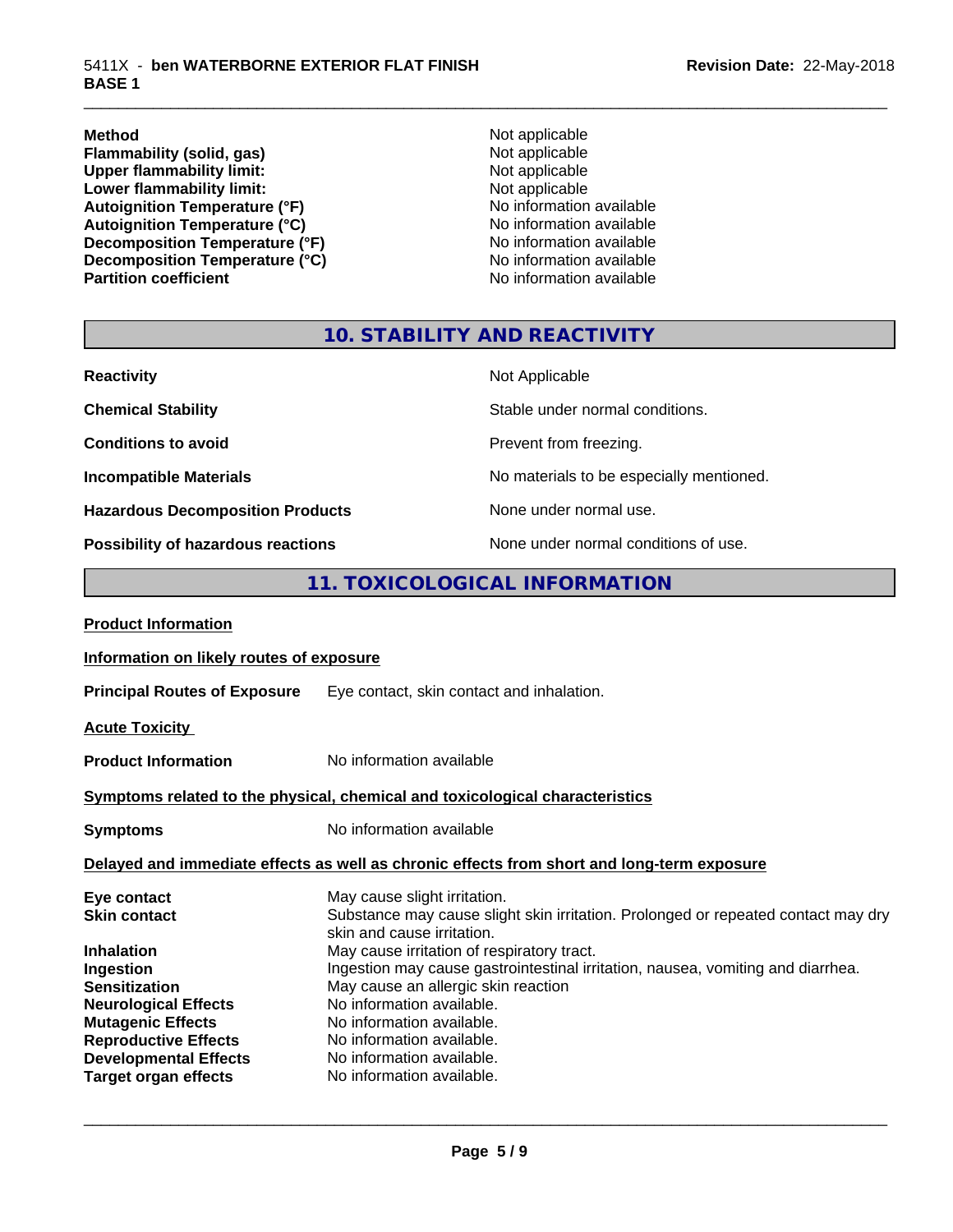| | |
|---|---|
| **Method** | Not applicable |
| **Flammability (solid, gas)** | Not applicable |
| **Upper flammability limit:** | Not applicable |
| **Lower flammability limit:** | Not applicable |
| **Autoignition Temperature (°F)** | No information available |
| **Autoignition Temperature (°C)** | No information available |
| **Decomposition Temperature (°F)** | No information available |
| **Decomposition Temperature (°C)** | No information available |
| **Partition coefficient** | No information available |

## 10. STABILITY AND REACTIVITY

| | |
|---|---|
| **Reactivity** | Not Applicable |
| **Chemical Stability** | Stable under normal conditions. |
| **Conditions to avoid** | Prevent from freezing. |
| **Incompatible Materials** | No materials to be especially mentioned. |
| **Hazardous Decomposition Products** | None under normal use. |
| **Possibility of hazardous reactions** | None under normal conditions of use. |

## 11. TOXICOLOGICAL INFORMATION

**Product Information**

**Information on likely routes of exposure**

**Principal Routes of Exposure** Eye contact, skin contact and inhalation.

**Acute Toxicity**

**Product Information** No information available

**Symptoms related to the physical, chemical and toxicological characteristics**

**Symptoms** No information available

**Delayed and immediate effects as well as chronic effects from short and long-term exposure**

| | |
|---|---|
| **Eye contact** | May cause slight irritation. |
| **Skin contact** | Substance may cause slight skin irritation. Prolonged or repeated contact may dry skin and cause irritation. |
| **Inhalation** | May cause irritation of respiratory tract. |
| **Ingestion** | Ingestion may cause gastrointestinal irritation, nausea, vomiting and diarrhea. |
| **Sensitization** | May cause an allergic skin reaction |
| **Neurological Effects** | No information available. |
| **Mutagenic Effects** | No information available. |
| **Reproductive Effects** | No information available. |
| **Developmental Effects** | No information available. |
| **Target organ effects** | No information available. |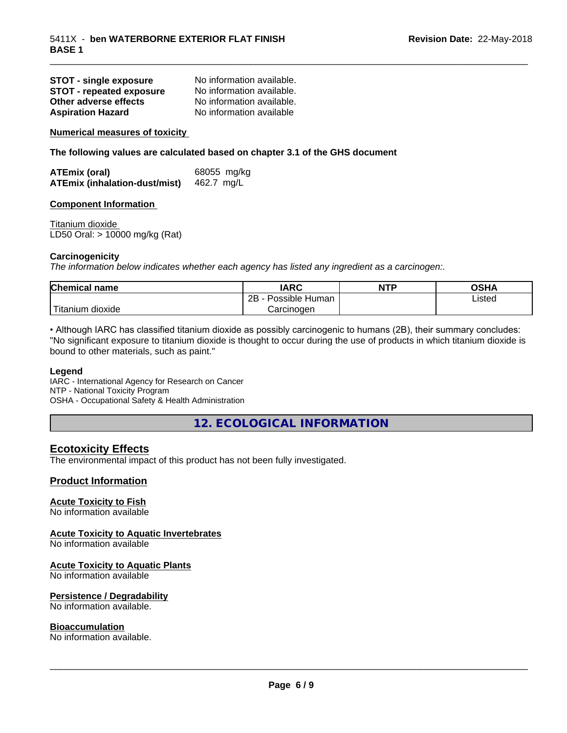| | |
|---|---|
| **STOT - single exposure** | No information available. |
| **STOT - repeated exposure** | No information available. |
| **Other adverse effects** | No information available. |
| **Aspiration Hazard** | No information available |

**Numerical measures of toxicity**

**The following values are calculated based on chapter 3.1 of the GHS document**

| | |
|---|---|
| **ATEmix (oral)** | 68055 mg/kg |
| **ATEmix (inhalation-dust/mist)** | 462.7 mg/L |

**Component Information**

Titanium dioxide
LD50 Oral: > 10000 mg/kg (Rat)

**Carcinogenicity**

*The information below indicates whether each agency has listed any ingredient as a carcinogen:.*

| Chemical name | IARC | NTP | OSHA |
|---|---|---|---|
| Titanium dioxide | 2B - Possible Human Carcinogen | | Listed |

• Although IARC has classified titanium dioxide as possibly carcinogenic to humans (2B), their summary concludes: "No significant exposure to titanium dioxide is thought to occur during the use of products in which titanium dioxide is bound to other materials, such as paint."

**Legend**

IARC - International Agency for Research on Cancer
NTP - National Toxicity Program
OSHA - Occupational Safety & Health Administration

## 12. ECOLOGICAL INFORMATION

### Ecotoxicity Effects

The environmental impact of this product has not been fully investigated.

### Product Information

**Acute Toxicity to Fish**
No information available

**Acute Toxicity to Aquatic Invertebrates**
No information available

**Acute Toxicity to Aquatic Plants**
No information available

**Persistence / Degradability**
No information available.

**Bioaccumulation**
No information available.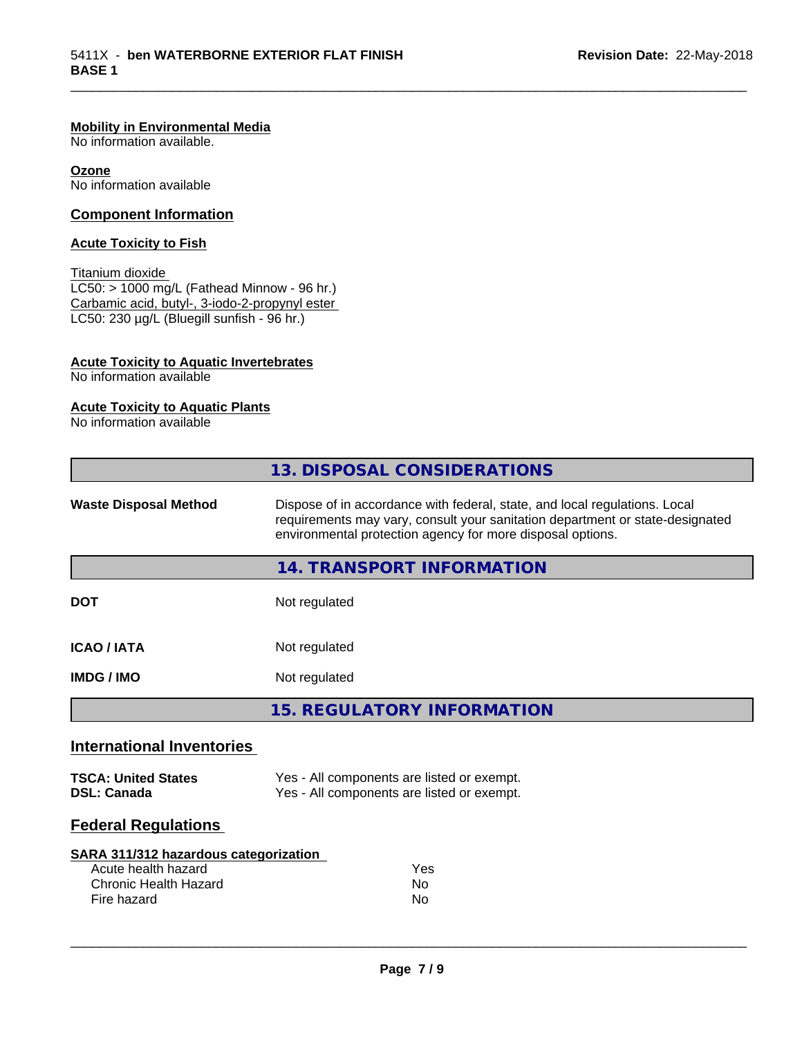#### Mobility in Environmental Media

No information available.

#### Ozone

No information available

### Component Information

#### Acute Toxicity to Fish

Titanium dioxide
LC50: > 1000 mg/L (Fathead Minnow - 96 hr.)
Carbamic acid, butyl-, 3-iodo-2-propynyl ester
LC50: 230 µg/L (Bluegill sunfish - 96 hr.)

#### Acute Toxicity to Aquatic Invertebrates

No information available

#### Acute Toxicity to Aquatic Plants

No information available

## 13. DISPOSAL CONSIDERATIONS

**Waste Disposal Method** — Dispose of in accordance with federal, state, and local regulations. Local requirements may vary, consult your sanitation department or state-designated environmental protection agency for more disposal options.

## 14. TRANSPORT INFORMATION

| | |
|---|---|
| **DOT** | Not regulated |
| **ICAO / IATA** | Not regulated |
| **IMDG / IMO** | Not regulated |

## 15. REGULATORY INFORMATION

### International Inventories

| | |
|---|---|
| **TSCA: United States** | Yes - All components are listed or exempt. |
| **DSL: Canada** | Yes - All components are listed or exempt. |

### Federal Regulations

#### SARA 311/312 hazardous categorization

| | |
|---|---|
| Acute health hazard | Yes |
| Chronic Health Hazard | No |
| Fire hazard | No |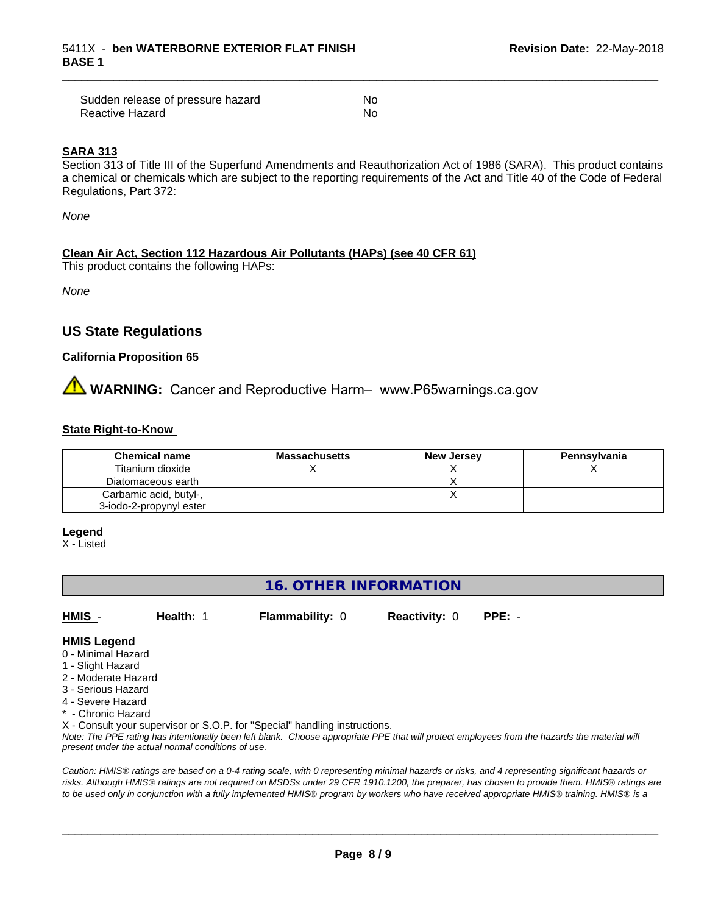| | |
|---|---|
| Sudden release of pressure hazard | No |
| Reactive Hazard | No |

**SARA 313**

Section 313 of Title III of the Superfund Amendments and Reauthorization Act of 1986 (SARA). This product contains a chemical or chemicals which are subject to the reporting requirements of the Act and Title 40 of the Code of Federal Regulations, Part 372:

*None*

**Clean Air Act, Section 112 Hazardous Air Pollutants (HAPs) (see 40 CFR 61)**

This product contains the following HAPs:

*None*

## US State Regulations

**California Proposition 65**

**WARNING:** Cancer and Reproductive Harm– www.P65warnings.ca.gov

**State Right-to-Know**

| Chemical name | Massachusetts | New Jersey | Pennsylvania |
|---|---|---|---|
| Titanium dioxide | X | X | X |
| Diatomaceous earth | | X | |
| Carbamic acid, butyl-, 3-iodo-2-propynyl ester | | X | |

**Legend**

X - Listed

## 16. OTHER INFORMATION

**HMIS** - **Health:** 1 **Flammability:** 0 **Reactivity:** 0 **PPE:** -

**HMIS Legend**

0 - Minimal Hazard
1 - Slight Hazard
2 - Moderate Hazard
3 - Serious Hazard
4 - Severe Hazard
* - Chronic Hazard
X - Consult your supervisor or S.O.P. for "Special" handling instructions.

*Note: The PPE rating has intentionally been left blank. Choose appropriate PPE that will protect employees from the hazards the material will present under the actual normal conditions of use.*

*Caution: HMIS® ratings are based on a 0-4 rating scale, with 0 representing minimal hazards or risks, and 4 representing significant hazards or risks. Although HMIS® ratings are not required on MSDSs under 29 CFR 1910.1200, the preparer, has chosen to provide them. HMIS® ratings are to be used only in conjunction with a fully implemented HMIS® program by workers who have received appropriate HMIS® training. HMIS® is a*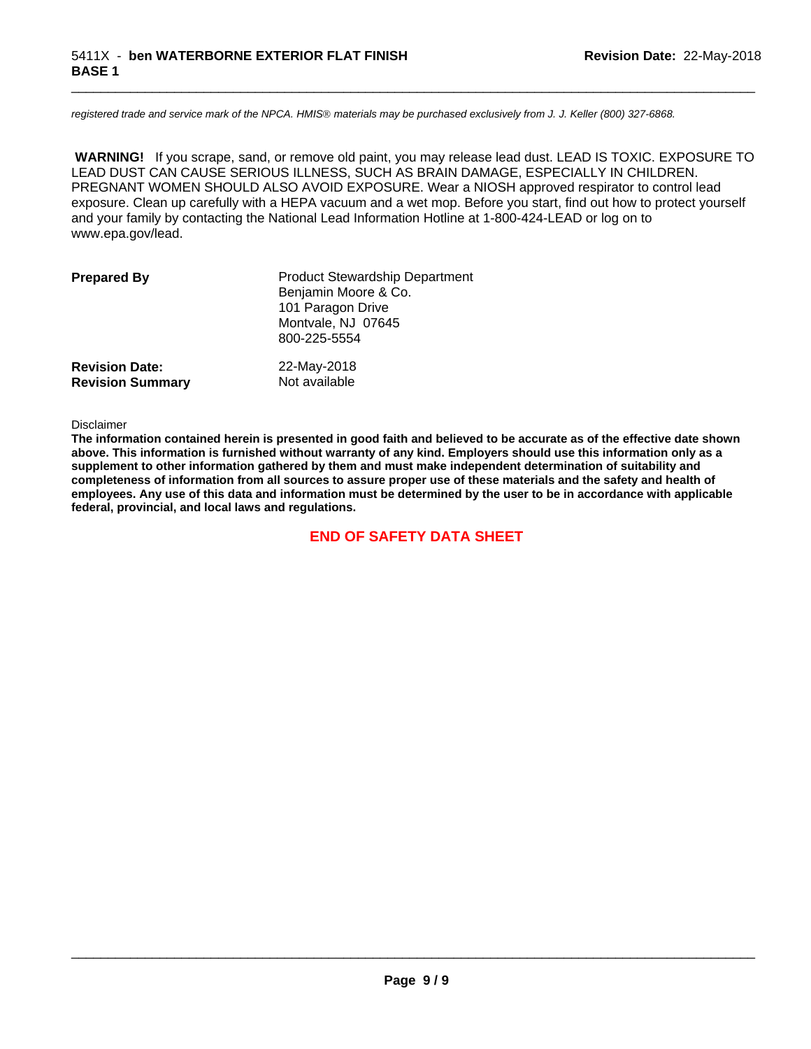*registered trade and service mark of the NPCA. HMIS® materials may be purchased exclusively from J. J. Keller (800) 327-6868.*

**WARNING!** If you scrape, sand, or remove old paint, you may release lead dust. LEAD IS TOXIC. EXPOSURE TO LEAD DUST CAN CAUSE SERIOUS ILLNESS, SUCH AS BRAIN DAMAGE, ESPECIALLY IN CHILDREN. PREGNANT WOMEN SHOULD ALSO AVOID EXPOSURE. Wear a NIOSH approved respirator to control lead exposure. Clean up carefully with a HEPA vacuum and a wet mop. Before you start, find out how to protect yourself and your family by contacting the National Lead Information Hotline at 1-800-424-LEAD or log on to www.epa.gov/lead.

| | |
|---|---|
| **Prepared By** | Product Stewardship Department<br>Benjamin Moore & Co.<br>101 Paragon Drive<br>Montvale, NJ 07645<br>800-225-5554 |
| **Revision Date:** | 22-May-2018 |
| **Revision Summary** | Not available |

Disclaimer

**The information contained herein is presented in good faith and believed to be accurate as of the effective date shown above. This information is furnished without warranty of any kind. Employers should use this information only as a supplement to other information gathered by them and must make independent determination of suitability and completeness of information from all sources to assure proper use of these materials and the safety and health of employees. Any use of this data and information must be determined by the user to be in accordance with applicable federal, provincial, and local laws and regulations.**

**END OF SAFETY DATA SHEET**